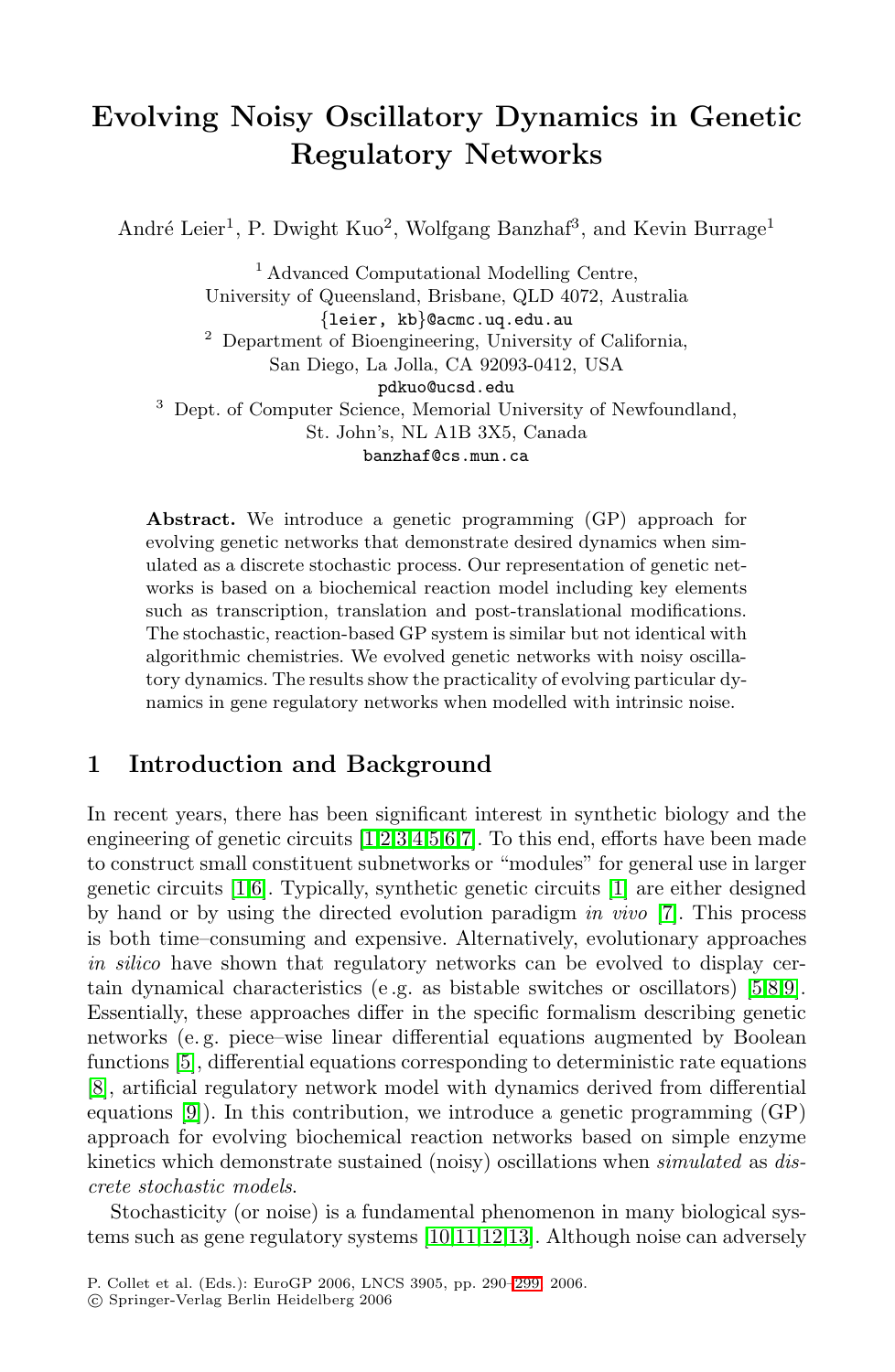# Evolving Noisy Oscillatory Dynamics in Genetic Regulatory Networks

André Leier[1], P. Dwight Kuo[2], Wolfgang Banzhaf[3], and Kevin Burrage[1]

[1] Advanced Computational Modelling Centre,
University of Queensland, Brisbane, QLD 4072, Australia
{leier, kb}@acmc.uq.edu.au

[2] Department of Bioengineering, University of California,
San Diego, La Jolla, CA 92093-0412, USA
pdkuo@ucsd.edu

[3] Dept. of Computer Science, Memorial University of Newfoundland,
St. John's, NL A1B 3X5, Canada
banzhaf@cs.mun.ca

**Abstract.** We introduce a genetic programming (GP) approach for evolving genetic networks that demonstrate desired dynamics when simulated as a discrete stochastic process. Our representation of genetic networks is based on a biochemical reaction model including key elements such as transcription, translation and post-translational modifications. The stochastic, reaction-based GP system is similar but not identical with algorithmic chemistries. We evolved genetic networks with noisy oscillatory dynamics. The results show the practicality of evolving particular dynamics in gene regulatory networks when modelled with intrinsic noise.

## 1 Introduction and Background

In recent years, there has been significant interest in synthetic biology and the engineering of genetic circuits [1,2,3,4,5,6,7]. To this end, efforts have been made to construct small constituent subnetworks or "modules" for general use in larger genetic circuits [1,6]. Typically, synthetic genetic circuits [1] are either designed by hand or by using the directed evolution paradigm *in vivo* [7]. This process is both time–consuming and expensive. Alternatively, evolutionary approaches *in silico* have shown that regulatory networks can be evolved to display certain dynamical characteristics (e.g. as bistable switches or oscillators) [5,8,9]. Essentially, these approaches differ in the specific formalism describing genetic networks (e.g. piece–wise linear differential equations augmented by Boolean functions [5], differential equations corresponding to deterministic rate equations [8], artificial regulatory network model with dynamics derived from differential equations [9]). In this contribution, we introduce a genetic programming (GP) approach for evolving biochemical reaction networks based on simple enzyme kinetics which demonstrate sustained (noisy) oscillations when *simulated* as *discrete stochastic models*.

Stochasticity (or noise) is a fundamental phenomenon in many biological systems such as gene regulatory systems [10,11,12,13]. Although noise can adversely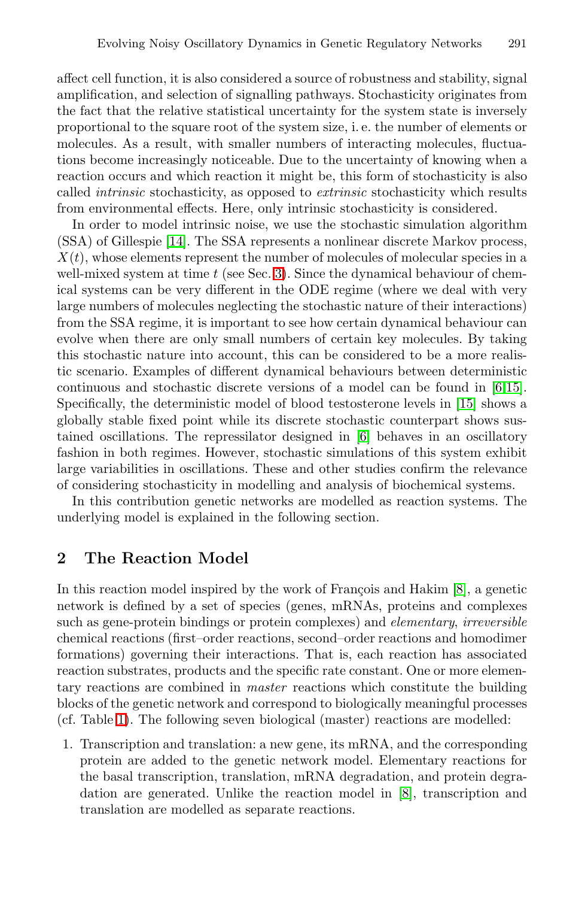affect cell function, it is also considered a source of robustness and stability, signal amplification, and selection of signalling pathways. Stochasticity originates from the fact that the relative statistical uncertainty for the system state is inversely proportional to the square root of the system size, i. e. the number of elements or molecules. As a result, with smaller numbers of interacting molecules, fluctuations become increasingly noticeable. Due to the uncertainty of knowing when a reaction occurs and which reaction it might be, this form of stochasticity is also called *intrinsic* stochasticity, as opposed to *extrinsic* stochasticity which results from environmental effects. Here, only intrinsic stochasticity is considered.

In order to model intrinsic noise, we use the stochastic simulation algorithm (SSA) of Gillespie [14]. The SSA represents a nonlinear discrete Markov process, $X(t)$, whose elements represent the number of molecules of molecular species in a well-mixed system at time $t$ (see Sec. 3). Since the dynamical behaviour of chemical systems can be very different in the ODE regime (where we deal with very large numbers of molecules neglecting the stochastic nature of their interactions) from the SSA regime, it is important to see how certain dynamical behaviour can evolve when there are only small numbers of certain key molecules. By taking this stochastic nature into account, this can be considered to be a more realistic scenario. Examples of different dynamical behaviours between deterministic continuous and stochastic discrete versions of a model can be found in [6,15]. Specifically, the deterministic model of blood testosterone levels in [15] shows a globally stable fixed point while its discrete stochastic counterpart shows sustained oscillations. The repressilator designed in [6] behaves in an oscillatory fashion in both regimes. However, stochastic simulations of this system exhibit large variabilities in oscillations. These and other studies confirm the relevance of considering stochasticity in modelling and analysis of biochemical systems.

In this contribution genetic networks are modelled as reaction systems. The underlying model is explained in the following section.

## 2 The Reaction Model

In this reaction model inspired by the work of François and Hakim [8], a genetic network is defined by a set of species (genes, mRNAs, proteins and complexes such as gene-protein bindings or protein complexes) and *elementary*, *irreversible* chemical reactions (first–order reactions, second–order reactions and homodimer formations) governing their interactions. That is, each reaction has associated reaction substrates, products and the specific rate constant. One or more elementary reactions are combined in *master* reactions which constitute the building blocks of the genetic network and correspond to biologically meaningful processes (cf. Table 1). The following seven biological (master) reactions are modelled:

1. Transcription and translation: a new gene, its mRNA, and the corresponding protein are added to the genetic network model. Elementary reactions for the basal transcription, translation, mRNA degradation, and protein degradation are generated. Unlike the reaction model in [8], transcription and translation are modelled as separate reactions.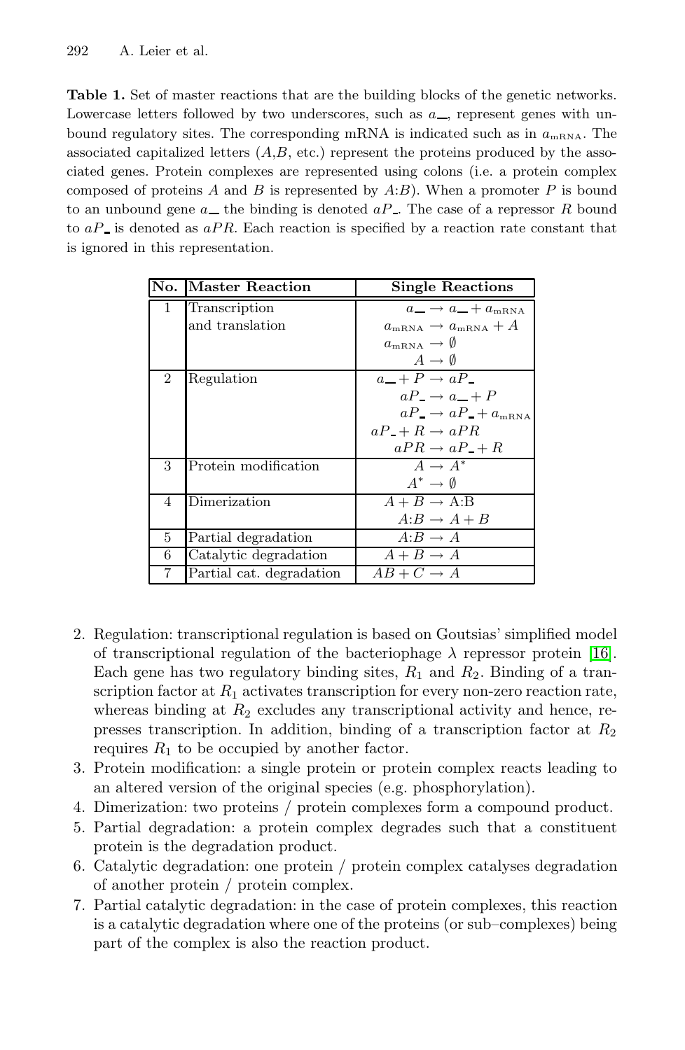**Table 1.** Set of master reactions that are the building blocks of the genetic networks. Lowercase letters followed by two underscores, such as $a\_\_$, represent genes with unbound regulatory sites. The corresponding mRNA is indicated such as in $a_{\mathrm{mRNA}}$. The associated capitalized letters ($A$,$B$, etc.) represent the proteins produced by the associated genes. Protein complexes are represented using colons (i.e. a protein complex composed of proteins $A$ and $B$ is represented by $A$:$B$). When a promoter $P$ is bound to an unbound gene $a\_\_$ the binding is denoted $aP\_$. The case of a repressor $R$ bound to $aP\_$ is denoted as $aPR$. Each reaction is specified by a reaction rate constant that is ignored in this representation.

| No. | Master Reaction | Single Reactions |
|---|---|---|
| 1 | Transcription and translation | $a\_\_ \rightarrow a\_\_ + a_{\mathrm{mRNA}}$<br>$a_{\mathrm{mRNA}} \rightarrow a_{\mathrm{mRNA}} + A$<br>$a_{\mathrm{mRNA}} \rightarrow \emptyset$<br>$A \rightarrow \emptyset$ |
| 2 | Regulation | $a\_\_ + P \rightarrow aP\_$<br>$aP\_ \rightarrow a\_\_ + P$<br>$aP\_ \rightarrow aP\_ + a_{\mathrm{mRNA}}$<br>$aP\_ + R \rightarrow aPR$<br>$aPR \rightarrow aP\_ + R$ |
| 3 | Protein modification | $A \rightarrow A^{*}$<br>$A^{*} \rightarrow \emptyset$ |
| 4 | Dimerization | $A + B \rightarrow$ A:B<br>$A$:$B \rightarrow A + B$ |
| 5 | Partial degradation | $A$:$B \rightarrow A$ |
| 6 | Catalytic degradation | $A + B \rightarrow A$ |
| 7 | Partial cat. degradation | $AB + C \rightarrow A$ |

2. Regulation: transcriptional regulation is based on Goutsias' simplified model of transcriptional regulation of the bacteriophage $\lambda$ repressor protein [16]. Each gene has two regulatory binding sites, $R_1$ and $R_2$. Binding of a transcription factor at $R_1$ activates transcription for every non-zero reaction rate, whereas binding at $R_2$ excludes any transcriptional activity and hence, represses transcription. In addition, binding of a transcription factor at $R_2$ requires $R_1$ to be occupied by another factor.
3. Protein modification: a single protein or protein complex reacts leading to an altered version of the original species (e.g. phosphorylation).
4. Dimerization: two proteins / protein complexes form a compound product.
5. Partial degradation: a protein complex degrades such that a constituent protein is the degradation product.
6. Catalytic degradation: one protein / protein complex catalyses degradation of another protein / protein complex.
7. Partial catalytic degradation: in the case of protein complexes, this reaction is a catalytic degradation where one of the proteins (or sub–complexes) being part of the complex is also the reaction product.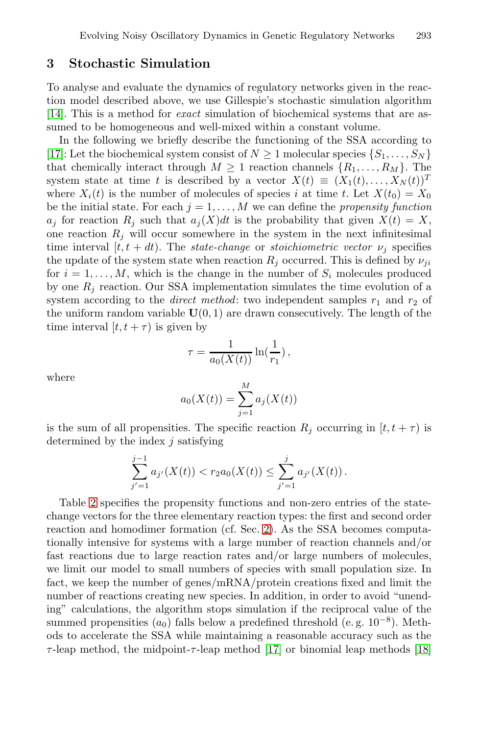## 3 Stochastic Simulation

To analyse and evaluate the dynamics of regulatory networks given in the reaction model described above, we use Gillespie's stochastic simulation algorithm [14]. This is a method for *exact* simulation of biochemical systems that are assumed to be homogeneous and well-mixed within a constant volume.

In the following we briefly describe the functioning of the SSA according to [17]: Let the biochemical system consist of $N \geq 1$ molecular species $\{S_1, \ldots, S_N\}$ that chemically interact through $M \geq 1$ reaction channels $\{R_1, \ldots, R_M\}$. The system state at time $t$ is described by a vector $X(t) \equiv (X_1(t), \ldots, X_N(t))^T$ where $X_i(t)$ is the number of molecules of species $i$ at time $t$. Let $X(t_0) = X_0$ be the initial state. For each $j = 1, \ldots, M$ we can define the *propensity function* $a_j$ for reaction $R_j$ such that $a_j(X)dt$ is the probability that given $X(t) = X$, one reaction $R_j$ will occur somewhere in the system in the next infinitesimal time interval $[t, t + dt)$. The *state-change* or *stoichiometric vector* $\nu_j$ specifies the update of the system state when reaction $R_j$ occurred. This is defined by $\nu_{ji}$ for $i = 1, \ldots, M$, which is the change in the number of $S_i$ molecules produced by one $R_j$ reaction. Our SSA implementation simulates the time evolution of a system according to the *direct method*: two independent samples $r_1$ and $r_2$ of the uniform random variable $\mathbf{U}(0, 1)$ are drawn consecutively. The length of the time interval $[t, t + \tau)$ is given by

$$\tau = \frac{1}{a_0(X(t))} \ln(\frac{1}{r_1}),$$

where

$$a_0(X(t)) = \sum_{j=1}^{M} a_j(X(t))$$

is the sum of all propensities. The specific reaction $R_j$ occurring in $[t, t + \tau)$ is determined by the index $j$ satisfying

$$\sum_{j'=1}^{j-1} a_{j'}(X(t)) < r_2 a_0(X(t)) \leq \sum_{j'=1}^{j} a_{j'}(X(t)).$$

Table 2 specifies the propensity functions and non-zero entries of the state-change vectors for the three elementary reaction types: the first and second order reaction and homodimer formation (cf. Sec. 2). As the SSA becomes computationally intensive for systems with a large number of reaction channels and/or fast reactions due to large reaction rates and/or large numbers of molecules, we limit our model to small numbers of species with small population size. In fact, we keep the number of genes/mRNA/protein creations fixed and limit the number of reactions creating new species. In addition, in order to avoid "unending" calculations, the algorithm stops simulation if the reciprocal value of the summed propensities ($a_0$) falls below a predefined threshold (e. g. $10^{-8}$). Methods to accelerate the SSA while maintaining a reasonable accuracy such as the $\tau$-leap method, the midpoint-$\tau$-leap method [17] or binomial leap methods [18]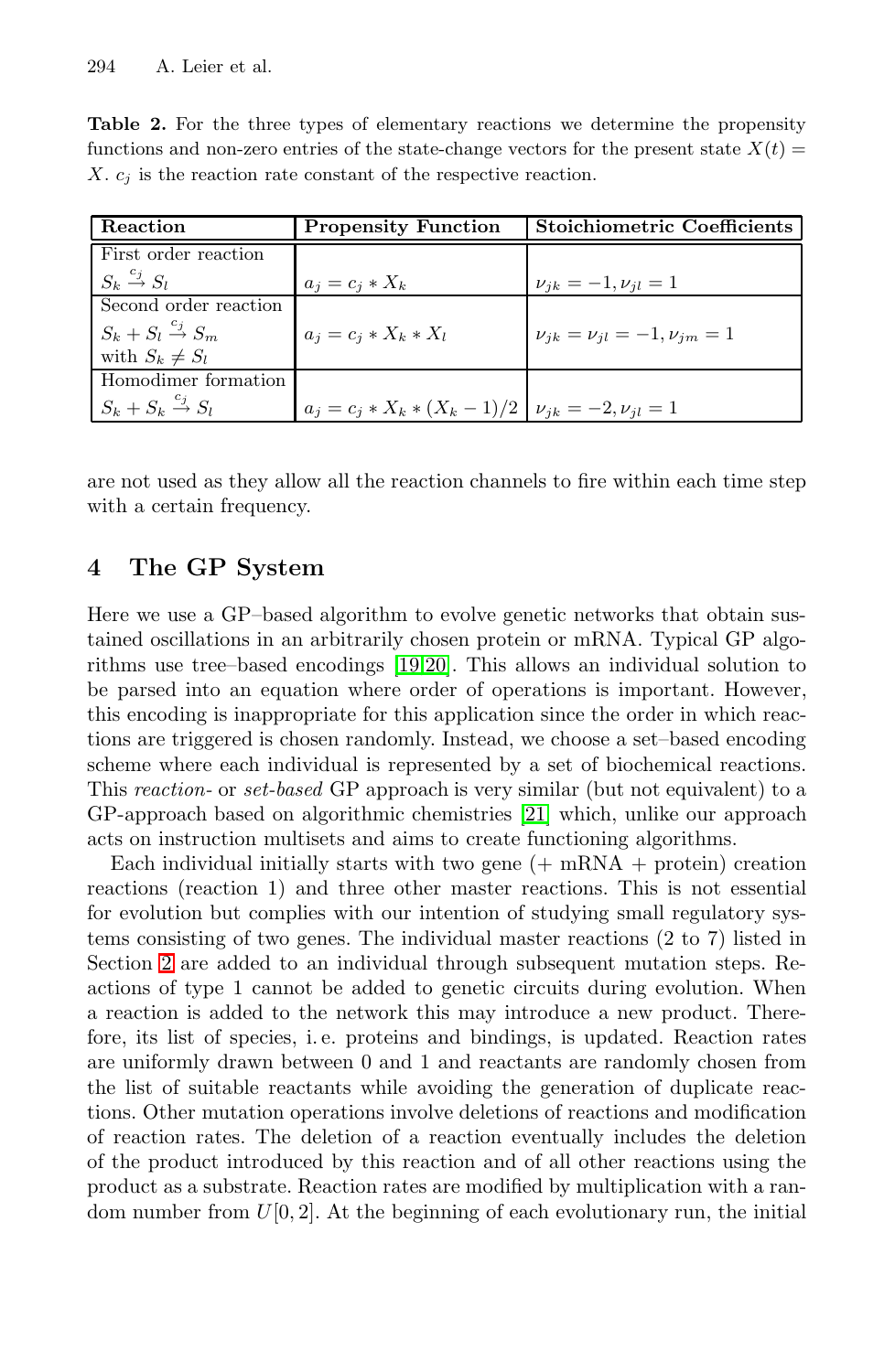**Table 2.** For the three types of elementary reactions we determine the propensity functions and non-zero entries of the state-change vectors for the present state $X(t) = X$. $c_j$ is the reaction rate constant of the respective reaction.

| Reaction | Propensity Function | Stoichiometric Coefficients |
|---|---|---|
| First order reaction $S_k \xrightarrow{c_j} S_l$ | $a_j = c_j * X_k$ | $\nu_{jk} = -1, \nu_{jl} = 1$ |
| Second order reaction $S_k + S_l \xrightarrow{c_j} S_m$ with $S_k \neq S_l$ | $a_j = c_j * X_k * X_l$ | $\nu_{jk} = \nu_{jl} = -1, \nu_{jm} = 1$ |
| Homodimer formation $S_k + S_k \xrightarrow{c_j} S_l$ | $a_j = c_j * X_k * (X_k - 1)/2$ | $\nu_{jk} = -2, \nu_{jl} = 1$ |

are not used as they allow all the reaction channels to fire within each time step with a certain frequency.

## 4 The GP System

Here we use a GP–based algorithm to evolve genetic networks that obtain sustained oscillations in an arbitrarily chosen protein or mRNA. Typical GP algorithms use tree–based encodings [19,20]. This allows an individual solution to be parsed into an equation where order of operations is important. However, this encoding is inappropriate for this application since the order in which reactions are triggered is chosen randomly. Instead, we choose a set–based encoding scheme where each individual is represented by a set of biochemical reactions. This *reaction-* or *set-based* GP approach is very similar (but not equivalent) to a GP-approach based on algorithmic chemistries [21] which, unlike our approach acts on instruction multisets and aims to create functioning algorithms.

Each individual initially starts with two gene (+ mRNA + protein) creation reactions (reaction 1) and three other master reactions. This is not essential for evolution but complies with our intention of studying small regulatory systems consisting of two genes. The individual master reactions (2 to 7) listed in Section 2 are added to an individual through subsequent mutation steps. Reactions of type 1 cannot be added to genetic circuits during evolution. When a reaction is added to the network this may introduce a new product. Therefore, its list of species, i. e. proteins and bindings, is updated. Reaction rates are uniformly drawn between 0 and 1 and reactants are randomly chosen from the list of suitable reactants while avoiding the generation of duplicate reactions. Other mutation operations involve deletions of reactions and modification of reaction rates. The deletion of a reaction eventually includes the deletion of the product introduced by this reaction and of all other reactions using the product as a substrate. Reaction rates are modified by multiplication with a random number from $U[0, 2]$. At the beginning of each evolutionary run, the initial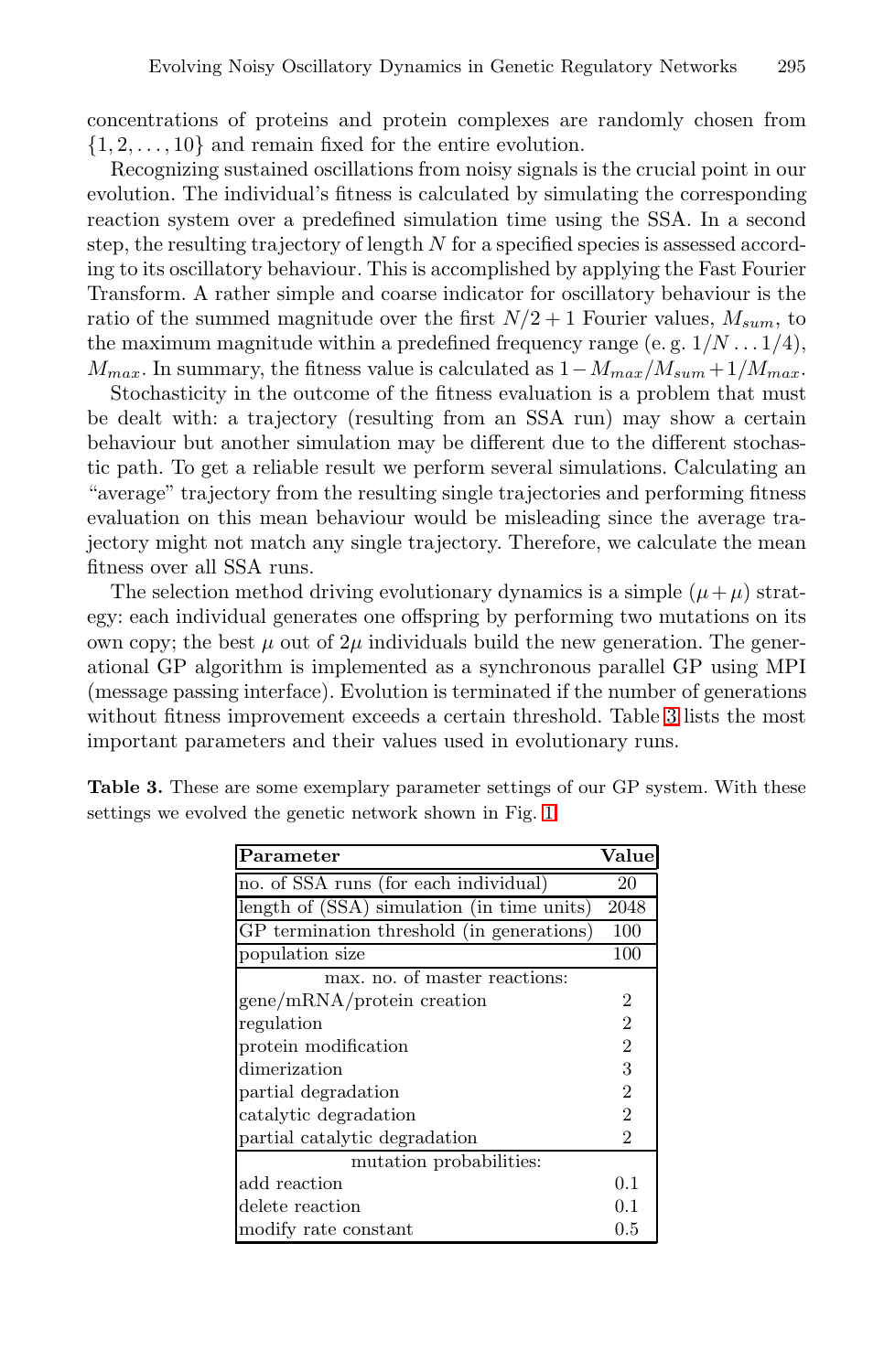concentrations of proteins and protein complexes are randomly chosen from $\{1, 2, \ldots, 10\}$ and remain fixed for the entire evolution.

Recognizing sustained oscillations from noisy signals is the crucial point in our evolution. The individual's fitness is calculated by simulating the corresponding reaction system over a predefined simulation time using the SSA. In a second step, the resulting trajectory of length $N$ for a specified species is assessed according to its oscillatory behaviour. This is accomplished by applying the Fast Fourier Transform. A rather simple and coarse indicator for oscillatory behaviour is the ratio of the summed magnitude over the first $N/2+1$ Fourier values, $M_{sum}$, to the maximum magnitude within a predefined frequency range (e. g. $1/N \ldots 1/4$), $M_{max}$. In summary, the fitness value is calculated as $1 - M_{max}/M_{sum} + 1/M_{max}$.

Stochasticity in the outcome of the fitness evaluation is a problem that must be dealt with: a trajectory (resulting from an SSA run) may show a certain behaviour but another simulation may be different due to the different stochastic path. To get a reliable result we perform several simulations. Calculating an "average" trajectory from the resulting single trajectories and performing fitness evaluation on this mean behaviour would be misleading since the average trajectory might not match any single trajectory. Therefore, we calculate the mean fitness over all SSA runs.

The selection method driving evolutionary dynamics is a simple $(\mu + \mu)$ strategy: each individual generates one offspring by performing two mutations on its own copy; the best $\mu$ out of $2\mu$ individuals build the new generation. The generational GP algorithm is implemented as a synchronous parallel GP using MPI (message passing interface). Evolution is terminated if the number of generations without fitness improvement exceeds a certain threshold. Table 3 lists the most important parameters and their values used in evolutionary runs.

**Table 3.** These are some exemplary parameter settings of our GP system. With these settings we evolved the genetic network shown in Fig. 1

| Parameter | Value |
|---|---|
| no. of SSA runs (for each individual) | 20 |
| length of (SSA) simulation (in time units) | 2048 |
| GP termination threshold (in generations) | 100 |
| population size | 100 |
| max. no. of master reactions: | |
| gene/mRNA/protein creation | 2 |
| regulation | 2 |
| protein modification | 2 |
| dimerization | 3 |
| partial degradation | 2 |
| catalytic degradation | 2 |
| partial catalytic degradation | 2 |
| mutation probabilities: | |
| add reaction | 0.1 |
| delete reaction | 0.1 |
| modify rate constant | 0.5 |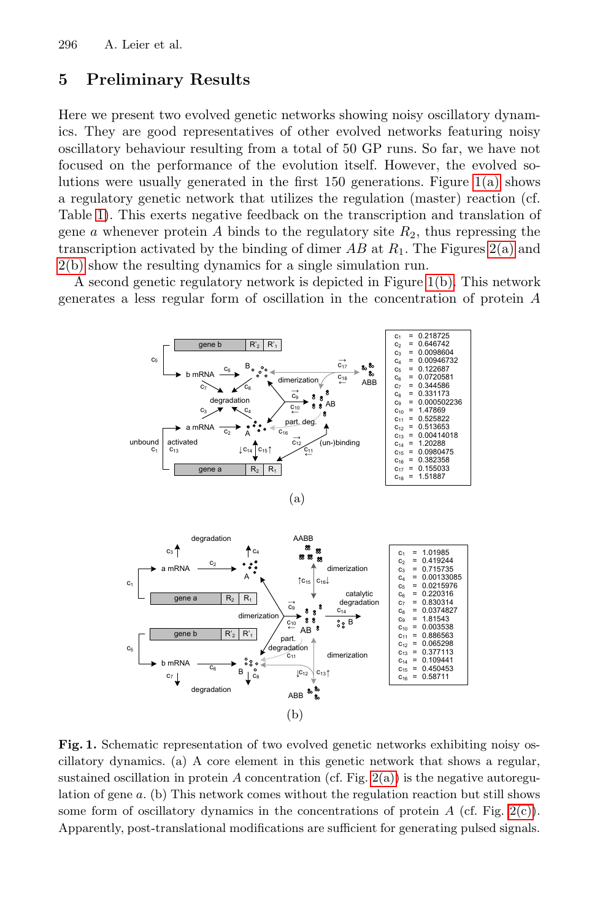## 5 Preliminary Results

Here we present two evolved genetic networks showing noisy oscillatory dynamics. They are good representatives of other evolved networks featuring noisy oscillatory behaviour resulting from a total of 50 GP runs. So far, we have not focused on the performance of the evolution itself. However, the evolved solutions were usually generated in the first 150 generations. Figure 1(a) shows a regulatory genetic network that utilizes the regulation (master) reaction (cf. Table 1). This exerts negative feedback on the transcription and translation of gene $a$ whenever protein $A$ binds to the regulatory site $R_2$, thus repressing the transcription activated by the binding of dimer $AB$ at $R_1$. The Figures 2(a) and 2(b) show the resulting dynamics for a single simulation run.

A second genetic regulatory network is depicted in Figure 1(b). This network generates a less regular form of oscillation in the concentration of protein $A$

| | | |
|---|---|---|
| $c_1$ | = | 0.218725 |
| $c_2$ | = | 0.646742 |
| $c_3$ | = | 0.0098604 |
| $c_4$ | = | 0.00946732 |
| $c_5$ | = | 0.122687 |
| $c_6$ | = | 0.0720581 |
| $c_7$ | = | 0.344586 |
| $c_8$ | = | 0.331173 |
| $c_9$ | = | 0.000502236 |
| $c_{10}$ | = | 1.47869 |
| $c_{11}$ | = | 0.525822 |
| $c_{12}$ | = | 0.513653 |
| $c_{13}$ | = | 0.00414018 |
| $c_{14}$ | = | 1.20288 |
| $c_{15}$ | = | 0.0980475 |
| $c_{16}$ | = | 0.382358 |
| $c_{17}$ | = | 0.155033 |
| $c_{18}$ | = | 1.51887 |

(a)

| | | |
|---|---|---|
| $c_1$ | = | 1.01985 |
| $c_2$ | = | 0.419244 |
| $c_3$ | = | 0.715735 |
| $c_4$ | = | 0.00133085 |
| $c_5$ | = | 0.0215976 |
| $c_6$ | = | 0.220316 |
| $c_7$ | = | 0.830314 |
| $c_8$ | = | 0.0374827 |
| $c_9$ | = | 1.81543 |
| $c_{10}$ | = | 0.003538 |
| $c_{11}$ | = | 0.886563 |
| $c_{12}$ | = | 0.065298 |
| $c_{13}$ | = | 0.377113 |
| $c_{14}$ | = | 0.109441 |
| $c_{15}$ | = | 0.450453 |
| $c_{16}$ | = | 0.58711 |

(b)

**Fig. 1.** Schematic representation of two evolved genetic networks exhibiting noisy oscillatory dynamics. (a) A core element in this genetic network that shows a regular, sustained oscillation in protein $A$ concentration (cf. Fig. 2(a)) is the negative autoregulation of gene $a$. (b) This network comes without the regulation reaction but still shows some form of oscillatory dynamics in the concentrations of protein $A$ (cf. Fig. 2(c)). Apparently, post-translational modifications are sufficient for generating pulsed signals.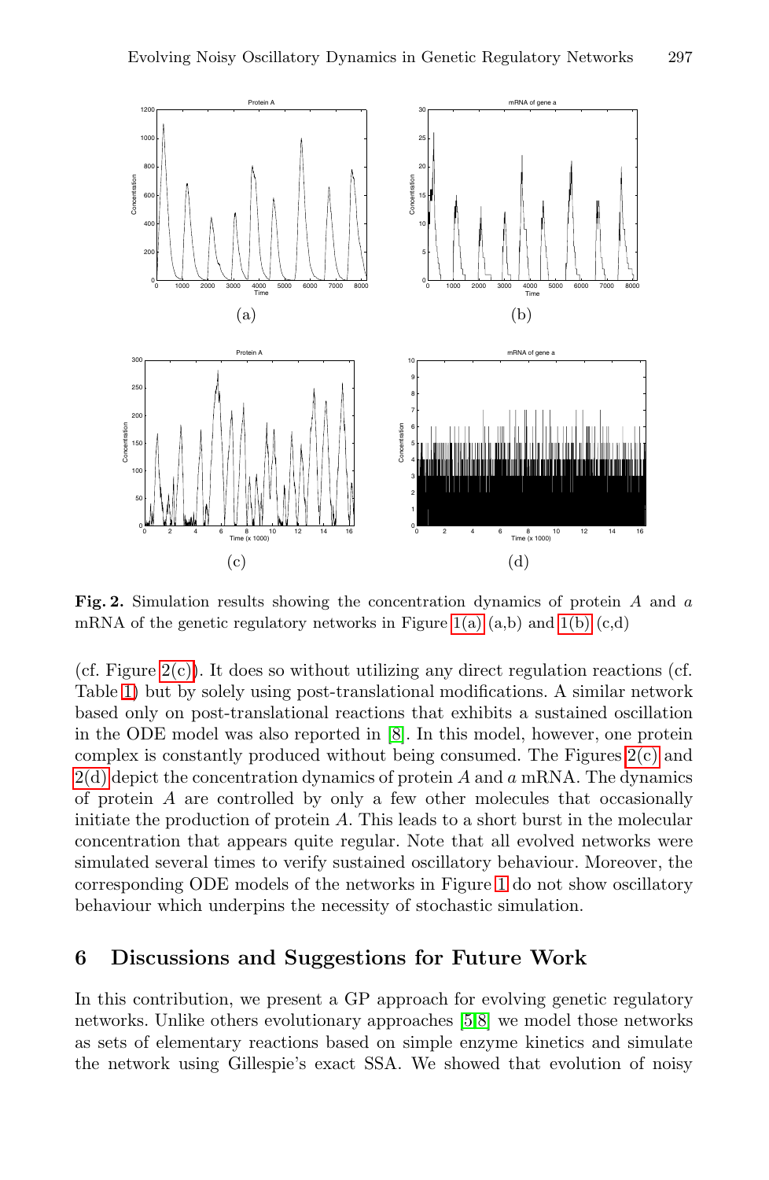**Fig. 2.** Simulation results showing the concentration dynamics of protein $A$ and $a$ mRNA of the genetic regulatory networks in Figure 1(a) (a,b) and 1(b) (c,d)

(cf. Figure 2(c)). It does so without utilizing any direct regulation reactions (cf. Table 1) but by solely using post-translational modifications. A similar network based only on post-translational reactions that exhibits a sustained oscillation in the ODE model was also reported in [8]. In this model, however, one protein complex is constantly produced without being consumed. The Figures 2(c) and 2(d) depict the concentration dynamics of protein $A$ and $a$ mRNA. The dynamics of protein $A$ are controlled by only a few other molecules that occasionally initiate the production of protein $A$. This leads to a short burst in the molecular concentration that appears quite regular. Note that all evolved networks were simulated several times to verify sustained oscillatory behaviour. Moreover, the corresponding ODE models of the networks in Figure 1 do not show oscillatory behaviour which underpins the necessity of stochastic simulation.

## 6 Discussions and Suggestions for Future Work

In this contribution, we present a GP approach for evolving genetic regulatory networks. Unlike others evolutionary approaches [5,8] we model those networks as sets of elementary reactions based on simple enzyme kinetics and simulate the network using Gillespie's exact SSA. We showed that evolution of noisy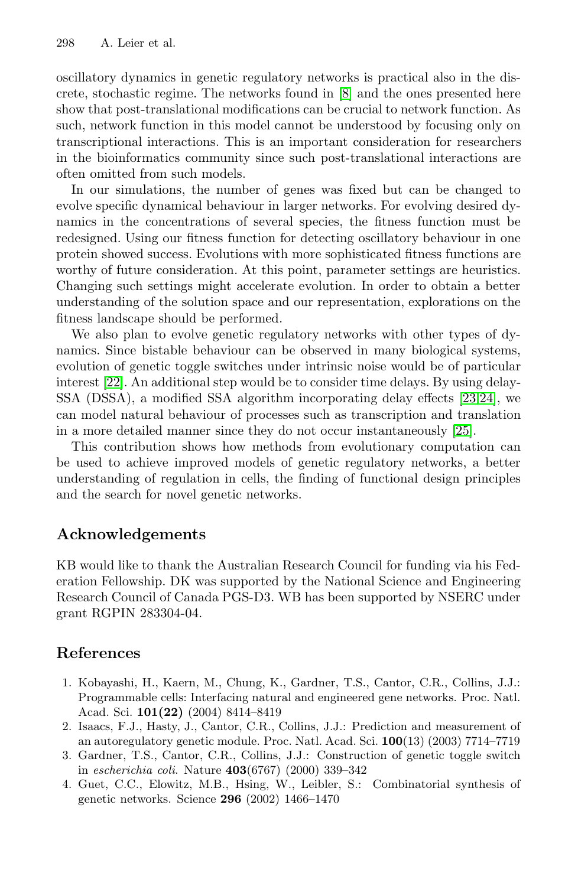oscillatory dynamics in genetic regulatory networks is practical also in the discrete, stochastic regime. The networks found in [8] and the ones presented here show that post-translational modifications can be crucial to network function. As such, network function in this model cannot be understood by focusing only on transcriptional interactions. This is an important consideration for researchers in the bioinformatics community since such post-translational interactions are often omitted from such models.

In our simulations, the number of genes was fixed but can be changed to evolve specific dynamical behaviour in larger networks. For evolving desired dynamics in the concentrations of several species, the fitness function must be redesigned. Using our fitness function for detecting oscillatory behaviour in one protein showed success. Evolutions with more sophisticated fitness functions are worthy of future consideration. At this point, parameter settings are heuristics. Changing such settings might accelerate evolution. In order to obtain a better understanding of the solution space and our representation, explorations on the fitness landscape should be performed.

We also plan to evolve genetic regulatory networks with other types of dynamics. Since bistable behaviour can be observed in many biological systems, evolution of genetic toggle switches under intrinsic noise would be of particular interest [22]. An additional step would be to consider time delays. By using delay-SSA (DSSA), a modified SSA algorithm incorporating delay effects [23,24], we can model natural behaviour of processes such as transcription and translation in a more detailed manner since they do not occur instantaneously [25].

This contribution shows how methods from evolutionary computation can be used to achieve improved models of genetic regulatory networks, a better understanding of regulation in cells, the finding of functional design principles and the search for novel genetic networks.

## Acknowledgements

KB would like to thank the Australian Research Council for funding via his Federation Fellowship. DK was supported by the National Science and Engineering Research Council of Canada PGS-D3. WB has been supported by NSERC under grant RGPIN 283304-04.

## References

1. Kobayashi, H., Kaern, M., Chung, K., Gardner, T.S., Cantor, C.R., Collins, J.J.: Programmable cells: Interfacing natural and engineered gene networks. Proc. Natl. Acad. Sci. **101(22)** (2004) 8414–8419
2. Isaacs, F.J., Hasty, J., Cantor, C.R., Collins, J.J.: Prediction and measurement of an autoregulatory genetic module. Proc. Natl. Acad. Sci. **100**(13) (2003) 7714–7719
3. Gardner, T.S., Cantor, C.R., Collins, J.J.: Construction of genetic toggle switch in *escherichia coli*. Nature **403**(6767) (2000) 339–342
4. Guet, C.C., Elowitz, M.B., Hsing, W., Leibler, S.: Combinatorial synthesis of genetic networks. Science **296** (2002) 1466–1470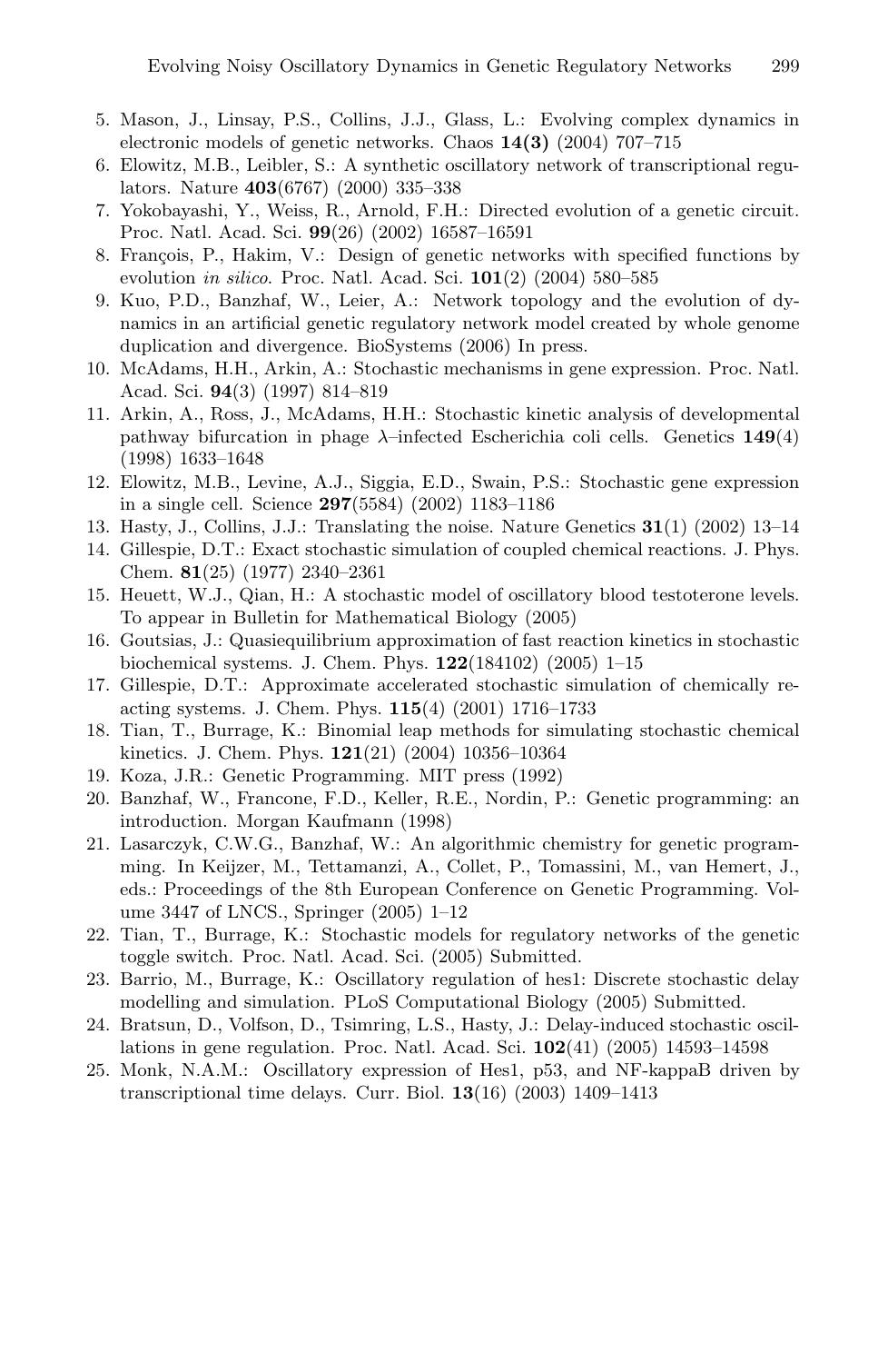5. Mason, J., Linsay, P.S., Collins, J.J., Glass, L.: Evolving complex dynamics in electronic models of genetic networks. Chaos **14(3)** (2004) 707–715
6. Elowitz, M.B., Leibler, S.: A synthetic oscillatory network of transcriptional regulators. Nature **403**(6767) (2000) 335–338
7. Yokobayashi, Y., Weiss, R., Arnold, F.H.: Directed evolution of a genetic circuit. Proc. Natl. Acad. Sci. **99**(26) (2002) 16587–16591
8. François, P., Hakim, V.: Design of genetic networks with specified functions by evolution *in silico*. Proc. Natl. Acad. Sci. **101**(2) (2004) 580–585
9. Kuo, P.D., Banzhaf, W., Leier, A.: Network topology and the evolution of dynamics in an artificial genetic regulatory network model created by whole genome duplication and divergence. BioSystems (2006) In press.
10. McAdams, H.H., Arkin, A.: Stochastic mechanisms in gene expression. Proc. Natl. Acad. Sci. **94**(3) (1997) 814–819
11. Arkin, A., Ross, J., McAdams, H.H.: Stochastic kinetic analysis of developmental pathway bifurcation in phage $\lambda$–infected Escherichia coli cells. Genetics **149**(4) (1998) 1633–1648
12. Elowitz, M.B., Levine, A.J., Siggia, E.D., Swain, P.S.: Stochastic gene expression in a single cell. Science **297**(5584) (2002) 1183–1186
13. Hasty, J., Collins, J.J.: Translating the noise. Nature Genetics **31**(1) (2002) 13–14
14. Gillespie, D.T.: Exact stochastic simulation of coupled chemical reactions. J. Phys. Chem. **81**(25) (1977) 2340–2361
15. Heuett, W.J., Qian, H.: A stochastic model of oscillatory blood testoterone levels. To appear in Bulletin for Mathematical Biology (2005)
16. Goutsias, J.: Quasiequilibrium approximation of fast reaction kinetics in stochastic biochemical systems. J. Chem. Phys. **122**(184102) (2005) 1–15
17. Gillespie, D.T.: Approximate accelerated stochastic simulation of chemically reacting systems. J. Chem. Phys. **115**(4) (2001) 1716–1733
18. Tian, T., Burrage, K.: Binomial leap methods for simulating stochastic chemical kinetics. J. Chem. Phys. **121**(21) (2004) 10356–10364
19. Koza, J.R.: Genetic Programming. MIT press (1992)
20. Banzhaf, W., Francone, F.D., Keller, R.E., Nordin, P.: Genetic programming: an introduction. Morgan Kaufmann (1998)
21. Lasarczyk, C.W.G., Banzhaf, W.: An algorithmic chemistry for genetic programming. In Keijzer, M., Tettamanzi, A., Collet, P., Tomassini, M., van Hemert, J., eds.: Proceedings of the 8th European Conference on Genetic Programming. Volume 3447 of LNCS., Springer (2005) 1–12
22. Tian, T., Burrage, K.: Stochastic models for regulatory networks of the genetic toggle switch. Proc. Natl. Acad. Sci. (2005) Submitted.
23. Barrio, M., Burrage, K.: Oscillatory regulation of hes1: Discrete stochastic delay modelling and simulation. PLoS Computational Biology (2005) Submitted.
24. Bratsun, D., Volfson, D., Tsimring, L.S., Hasty, J.: Delay-induced stochastic oscillations in gene regulation. Proc. Natl. Acad. Sci. **102**(41) (2005) 14593–14598
25. Monk, N.A.M.: Oscillatory expression of Hes1, p53, and NF-kappaB driven by transcriptional time delays. Curr. Biol. **13**(16) (2003) 1409–1413